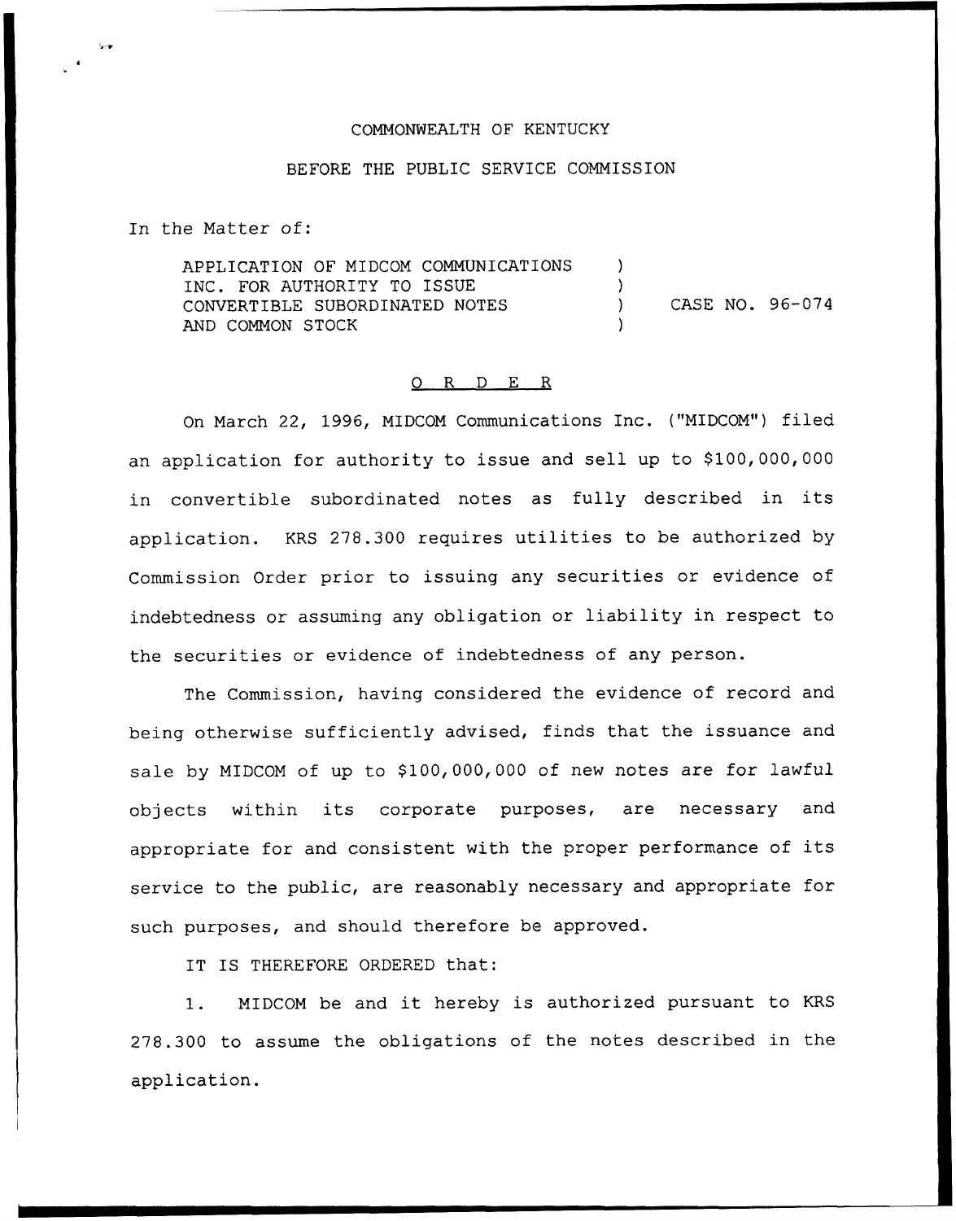COMMONWEALTH OF KENTUCKY

BEFORE THE PUBLIC SERVICE COMMISSION

In the Matter of:

APPLICATION OF MIDCOM COMMUNICATIONS INC. FOR AUTHORITY TO ISSUE CONVERTIBLE SUBORDINATED NOTES AND COMMON STOCK ) CASE NO. 96-074

O R D E R

On March 22, 1996, MIDCOM Communications Inc. ("MIDCOM") filed an application for authority to issue and sell up to $100,000,000 in convertible subordinated notes as fully described in its application. KRS 278.300 requires utilities to be authorized by Commission Order prior to issuing any securities or evidence of indebtedness or assuming any obligation or liability in respect to the securities or evidence of indebtedness of any person.

The Commission, having considered the evidence of record and being otherwise sufficiently advised, finds that the issuance and sale by MIDCOM of up to $100,000,000 of new notes are for lawful objects within its corporate purposes, are necessary and appropriate for and consistent with the proper performance of its service to the public, are reasonably necessary and appropriate for such purposes, and should therefore be approved.

IT IS THEREFORE ORDERED that:

1. MIDCOM be and it hereby is authorized pursuant to KRS 278.300 to assume the obligations of the notes described in the application.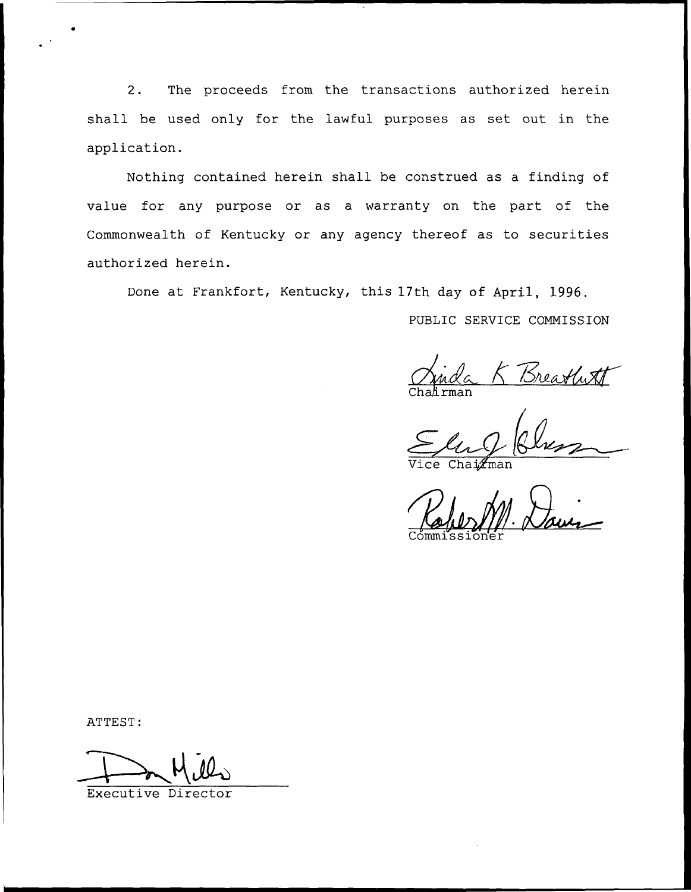2. The proceeds from the transactions authorized herein shall be used only for the lawful purposes as set out in the application.

Nothing contained herein shall be construed as a finding of value for any purpose or as a warranty on the part of the Commonwealth of Kentucky or any agency thereof as to securities authorized herein.

Done at Frankfort, Kentucky, this 17th day of April, 1996.

PUBLIC SERVICE COMMISSION

Linda K Breathitt
Chairman

Vice Chairman

Robert M. Davis
Commissioner

ATTEST:

Don Mills
Executive Director